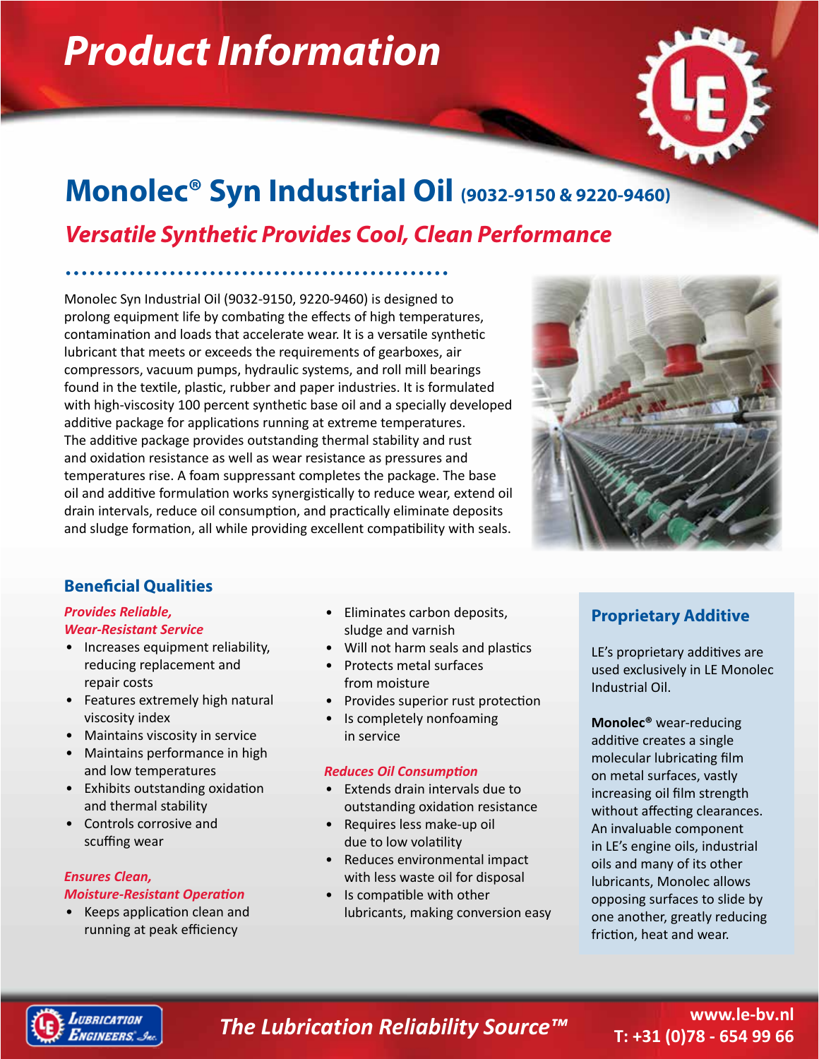# Product Information

## Monolec® Syn Industrial Oil (9032-9150 & 9220-9460)

### *Versatile Synthetic Provides Cool, Clean Performance*

Monolec Syn Industrial Oil (9032-9150, 9220-9460) is designed to prolong equipment life by combating the effects of high temperatures, contamination and loads that accelerate wear. It is a versatile synthetic lubricant that meets or exceeds the requirements of gearboxes, air compressors, vacuum pumps, hydraulic systems, and roll mill bearings found in the textile, plastic, rubber and paper industries. It is formulated with high-viscosity 100 percent synthetic base oil and a specially developed additive package for applications running at extreme temperatures. The additive package provides outstanding thermal stability and rust and oxidation resistance as well as wear resistance as pressures and temperatures rise. A foam suppressant completes the package. The base oil and additive formulation works synergistically to reduce wear, extend oil drain intervals, reduce oil consumption, and practically eliminate deposits and sludge formation, all while providing excellent compatibility with seals.

### Beneficial Qualities

*Provides Reliable, Wear-Resistant Service*

- Increases equipment reliability, reducing replacement and repair costs
- Features extremely high natural viscosity index
- Maintains viscosity in service
- Maintains performance in high and low temperatures
- Exhibits outstanding oxidation and thermal stability
- Controls corrosive and scuffing wear

*Ensures Clean, Moisture-Resistant Operation*

- Keeps application clean and running at peak efficiency
- Eliminates carbon deposits, sludge and varnish
- Will not harm seals and plastics
- Protects metal surfaces from moisture
- Provides superior rust protection
- Is completely nonfoaming in service

*Reduces Oil Consumption*

- Extends drain intervals due to outstanding oxidation resistance
- Requires less make-up oil due to low volatility
- Reduces environmental impact with less waste oil for disposal
- Is compatible with other lubricants, making conversion easy

### Proprietary Additive

LE's proprietary additives are used exclusively in LE Monolec Industrial Oil.

**Monolec®** wear-reducing additive creates a single molecular lubricating film on metal surfaces, vastly increasing oil film strength without affecting clearances. An invaluable component in LE's engine oils, industrial oils and many of its other lubricants, Monolec allows opposing surfaces to slide by one another, greatly reducing friction, heat and wear.

*The Lubrication Reliability Source™*

www.le-bv.nl
T: +31 (0)78 - 654 99 66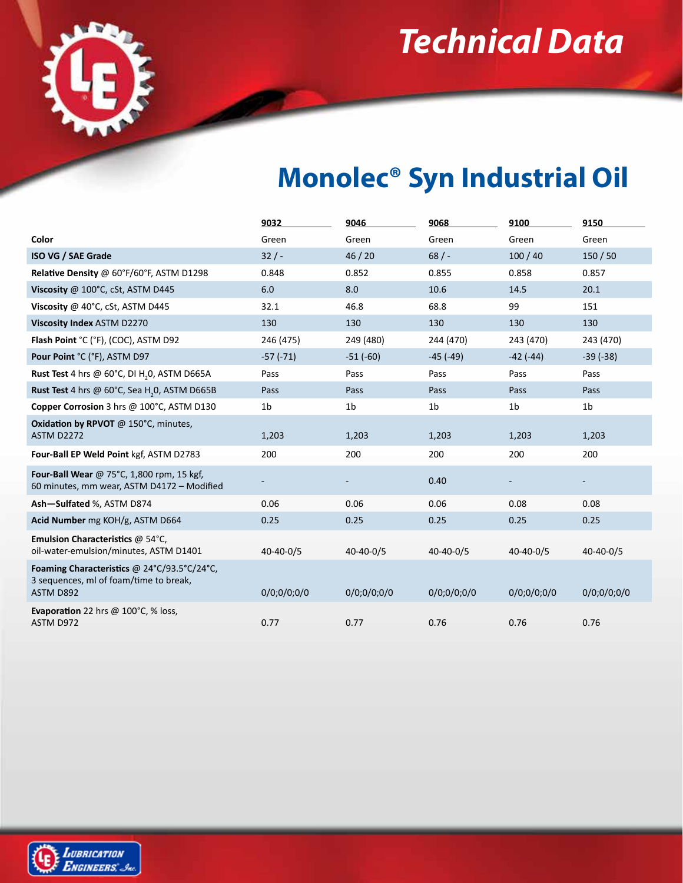# Technical Data

## Monolec® Syn Industrial Oil

| | 9032 | 9046 | 9068 | 9100 | 9150 |
|---|---|---|---|---|---|
| **Color** | Green | Green | Green | Green | Green |
| **ISO VG / SAE Grade** | 32 / - | 46 / 20 | 68 / - | 100 / 40 | 150 / 50 |
| **Relative Density** @ 60°F/60°F, ASTM D1298 | 0.848 | 0.852 | 0.855 | 0.858 | 0.857 |
| **Viscosity** @ 100°C, cSt, ASTM D445 | 6.0 | 8.0 | 10.6 | 14.5 | 20.1 |
| **Viscosity** @ 40°C, cSt, ASTM D445 | 32.1 | 46.8 | 68.8 | 99 | 151 |
| **Viscosity Index** ASTM D2270 | 130 | 130 | 130 | 130 | 130 |
| **Flash Point** °C (°F), (COC), ASTM D92 | 246 (475) | 249 (480) | 244 (470) | 243 (470) | 243 (470) |
| **Pour Point** °C (°F), ASTM D97 | -57 (-71) | -51 (-60) | -45 (-49) | -42 (-44) | -39 (-38) |
| **Rust Test** 4 hrs @ 60°C, DI $H_20$, ASTM D665A | Pass | Pass | Pass | Pass | Pass |
| **Rust Test** 4 hrs @ 60°C, Sea $H_20$, ASTM D665B | Pass | Pass | Pass | Pass | Pass |
| **Copper Corrosion** 3 hrs @ 100°C, ASTM D130 | 1b | 1b | 1b | 1b | 1b |
| **Oxidation by RPVOT** @ 150°C, minutes, ASTM D2272 | 1,203 | 1,203 | 1,203 | 1,203 | 1,203 |
| **Four-Ball EP Weld Point** kgf, ASTM D2783 | 200 | 200 | 200 | 200 | 200 |
| **Four-Ball Wear** @ 75°C, 1,800 rpm, 15 kgf, 60 minutes, mm wear, ASTM D4172 – Modified | - | - | 0.40 | - | - |
| **Ash—Sulfated** %, ASTM D874 | 0.06 | 0.06 | 0.06 | 0.08 | 0.08 |
| **Acid Number** mg KOH/g, ASTM D664 | 0.25 | 0.25 | 0.25 | 0.25 | 0.25 |
| **Emulsion Characteristics** @ 54°C, oil-water-emulsion/minutes, ASTM D1401 | 40-40-0/5 | 40-40-0/5 | 40-40-0/5 | 40-40-0/5 | 40-40-0/5 |
| **Foaming Characteristics** @ 24°C/93.5°C/24°C, 3 sequences, ml of foam/time to break, ASTM D892 | 0/0;0/0;0/0 | 0/0;0/0;0/0 | 0/0;0/0;0/0 | 0/0;0/0;0/0 | 0/0;0/0;0/0 |
| **Evaporation** 22 hrs @ 100°C, % loss, ASTM D972 | 0.77 | 0.77 | 0.76 | 0.76 | 0.76 |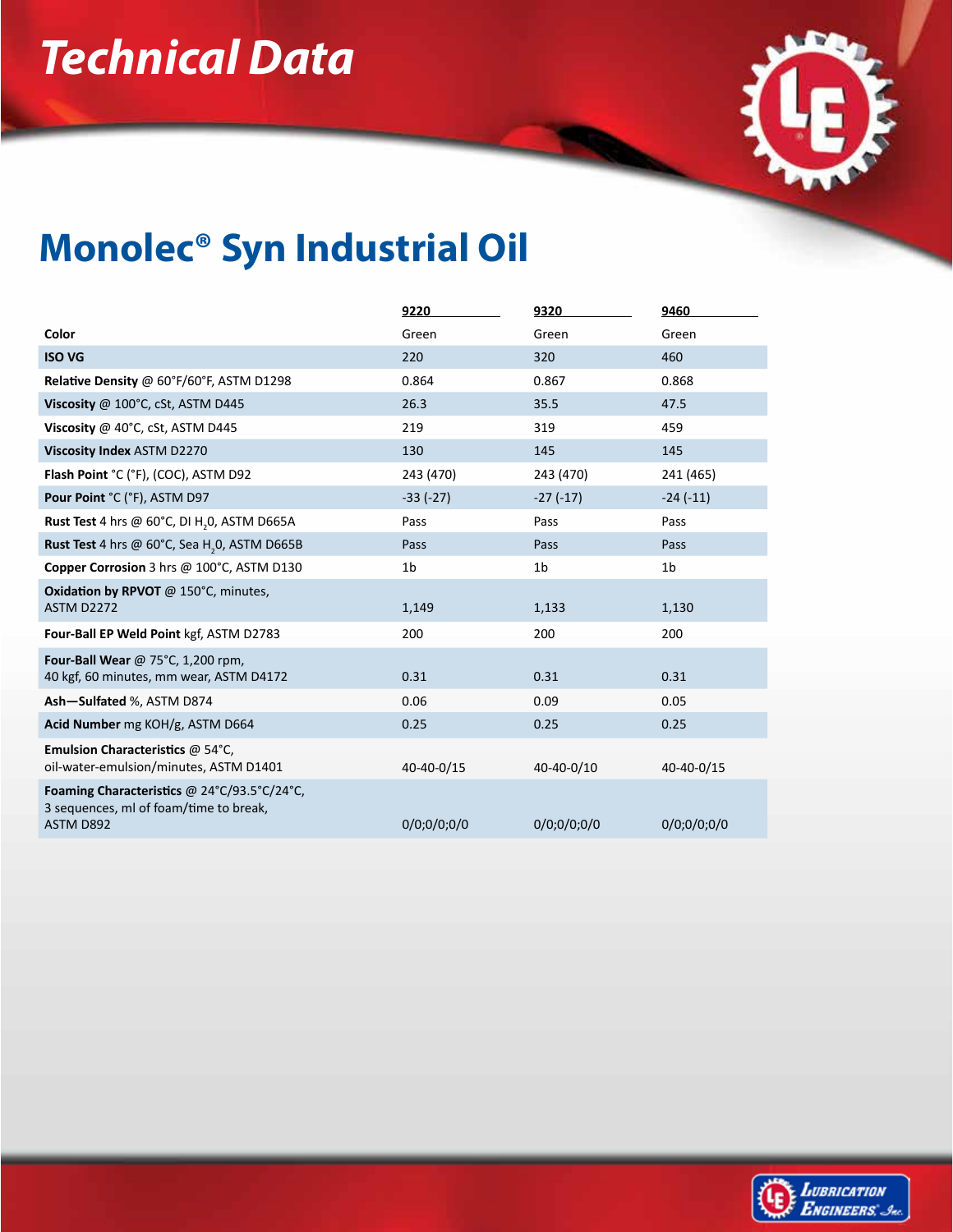# Technical Data

## Monolec® Syn Industrial Oil

| | 9220 | 9320 | 9460 |
|---|---|---|---|
| **Color** | Green | Green | Green |
| **ISO VG** | 220 | 320 | 460 |
| **Relative Density** @ 60°F/60°F, ASTM D1298 | 0.864 | 0.867 | 0.868 |
| **Viscosity** @ 100°C, cSt, ASTM D445 | 26.3 | 35.5 | 47.5 |
| **Viscosity** @ 40°C, cSt, ASTM D445 | 219 | 319 | 459 |
| **Viscosity Index** ASTM D2270 | 130 | 145 | 145 |
| **Flash Point** °C (°F), (COC), ASTM D92 | 243 (470) | 243 (470) | 241 (465) |
| **Pour Point** °C (°F), ASTM D97 | -33 (-27) | -27 (-17) | -24 (-11) |
| **Rust Test** 4 hrs @ 60°C, DI $H_2$0, ASTM D665A | Pass | Pass | Pass |
| **Rust Test** 4 hrs @ 60°C, Sea $H_2$0, ASTM D665B | Pass | Pass | Pass |
| **Copper Corrosion** 3 hrs @ 100°C, ASTM D130 | 1b | 1b | 1b |
| **Oxidation by RPVOT** @ 150°C, minutes, ASTM D2272 | 1,149 | 1,133 | 1,130 |
| **Four-Ball EP Weld Point** kgf, ASTM D2783 | 200 | 200 | 200 |
| **Four-Ball Wear** @ 75°C, 1,200 rpm, 40 kgf, 60 minutes, mm wear, ASTM D4172 | 0.31 | 0.31 | 0.31 |
| **Ash—Sulfated** %, ASTM D874 | 0.06 | 0.09 | 0.05 |
| **Acid Number** mg KOH/g, ASTM D664 | 0.25 | 0.25 | 0.25 |
| **Emulsion Characteristics** @ 54°C, oil-water-emulsion/minutes, ASTM D1401 | 40-40-0/15 | 40-40-0/10 | 40-40-0/15 |
| **Foaming Characteristics** @ 24°C/93.5°C/24°C, 3 sequences, ml of foam/time to break, ASTM D892 | 0/0;0/0;0/0 | 0/0;0/0;0/0 | 0/0;0/0;0/0 |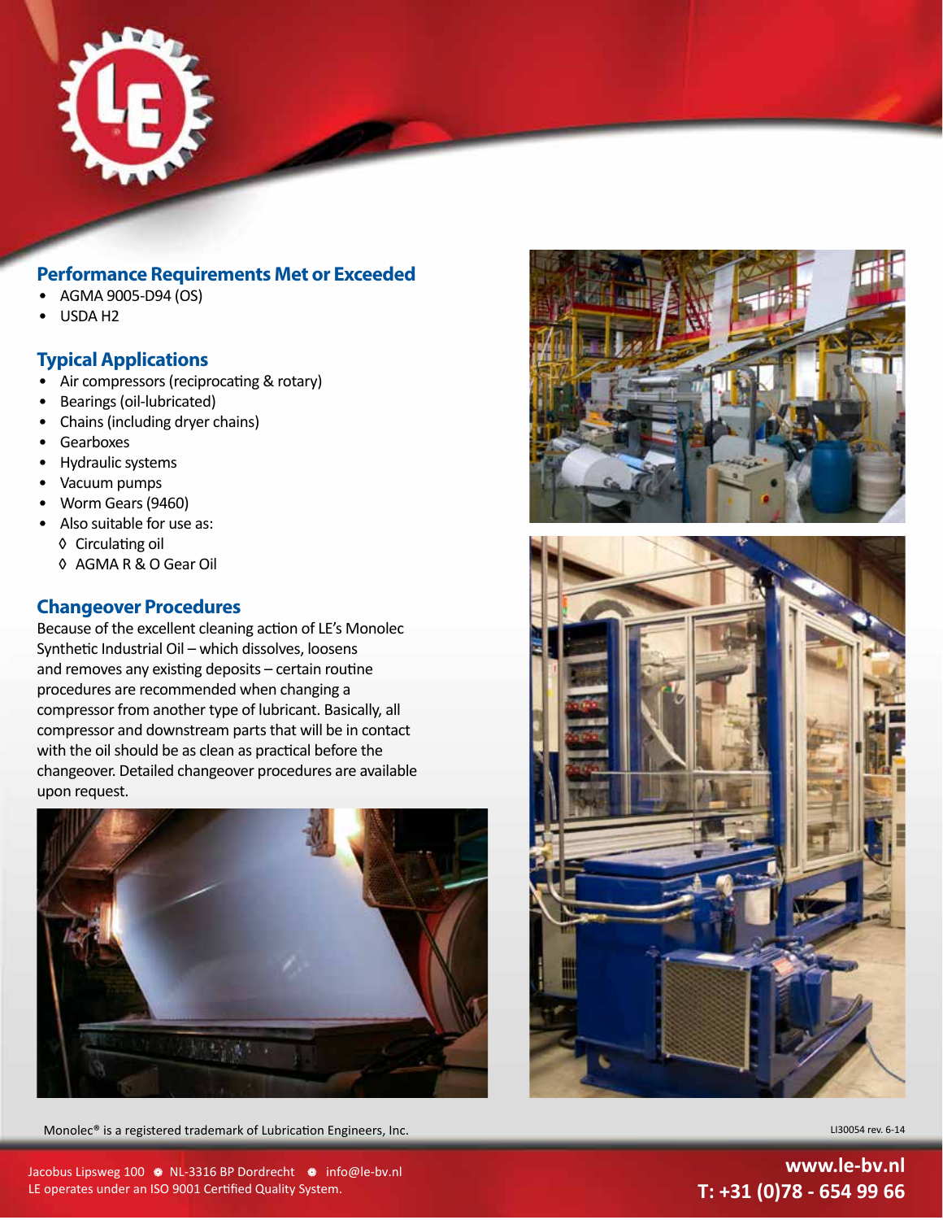## Performance Requirements Met or Exceeded

- AGMA 9005-D94 (OS)
- USDA H2

## Typical Applications

- Air compressors (reciprocating & rotary)
- Bearings (oil-lubricated)
- Chains (including dryer chains)
- Gearboxes
- Hydraulic systems
- Vacuum pumps
- Worm Gears (9460)
- Also suitable for use as:
  - ◊ Circulating oil
  - ◊ AGMA R & O Gear Oil

## Changeover Procedures

Because of the excellent cleaning action of LE's Monolec Synthetic Industrial Oil – which dissolves, loosens and removes any existing deposits – certain routine procedures are recommended when changing a compressor from another type of lubricant. Basically, all compressor and downstream parts that will be in contact with the oil should be as clean as practical before the changeover. Detailed changeover procedures are available upon request.

Monolec® is a registered trademark of Lubrication Engineers, Inc.

LI30054 rev. 6-14

Jacobus Lipsweg 100 ● NL-3316 BP Dordrecht ● info@le-bv.nl
LE operates under an ISO 9001 Certified Quality System.

**www.le-bv.nl**
**T: +31 (0)78 - 654 99 66**